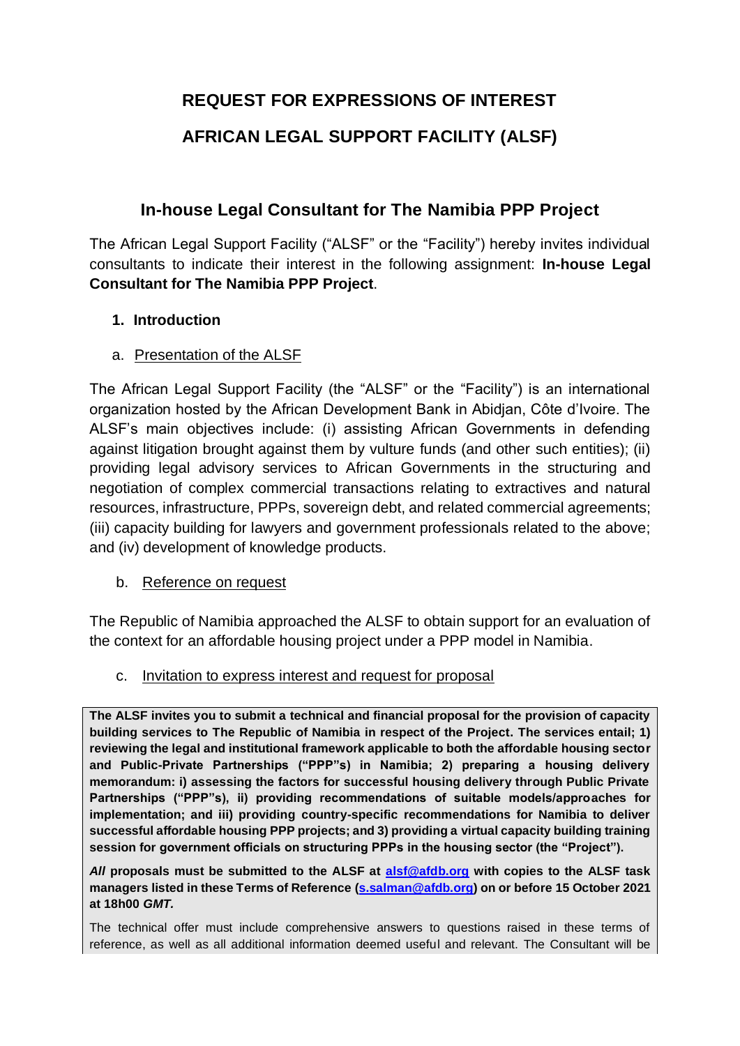# REQUEST FOR EXPRESSIONS OF INTEREST

# AFRICAN LEGAL SUPPORT FACILITY (ALSF)

## In-house Legal Consultant for The Namibia PPP Project

The African Legal Support Facility ("ALSF" or the "Facility") hereby invites individual consultants to indicate their interest in the following assignment: **In-house Legal Consultant for The Namibia PPP Project**.

### 1. Introduction

a. Presentation of the ALSF

The African Legal Support Facility (the "ALSF" or the "Facility") is an international organization hosted by the African Development Bank in Abidjan, Côte d'Ivoire. The ALSF's main objectives include: (i) assisting African Governments in defending against litigation brought against them by vulture funds (and other such entities); (ii) providing legal advisory services to African Governments in the structuring and negotiation of complex commercial transactions relating to extractives and natural resources, infrastructure, PPPs, sovereign debt, and related commercial agreements; (iii) capacity building for lawyers and government professionals related to the above; and (iv) development of knowledge products.

b. Reference on request

The Republic of Namibia approached the ALSF to obtain support for an evaluation of the context for an affordable housing project under a PPP model in Namibia.

c. Invitation to express interest and request for proposal

**The ALSF invites you to submit a technical and financial proposal for the provision of capacity building services to The Republic of Namibia in respect of the Project. The services entail; 1) reviewing the legal and institutional framework applicable to both the affordable housing sector and Public-Private Partnerships ("PPP"s) in Namibia; 2) preparing a housing delivery memorandum: i) assessing the factors for successful housing delivery through Public Private Partnerships ("PPP"s), ii) providing recommendations of suitable models/approaches for implementation; and iii) providing country-specific recommendations for Namibia to deliver successful affordable housing PPP projects; and 3) providing a virtual capacity building training session for government officials on structuring PPPs in the housing sector (the "Project").**

***All*** **proposals must be submitted to the ALSF at alsf@afdb.org with copies to the ALSF task managers listed in these Terms of Reference (s.salman@afdb.org) on or before 15 October 2021 at 18h00** ***GMT.***

The technical offer must include comprehensive answers to questions raised in these terms of reference, as well as all additional information deemed useful and relevant. The Consultant will be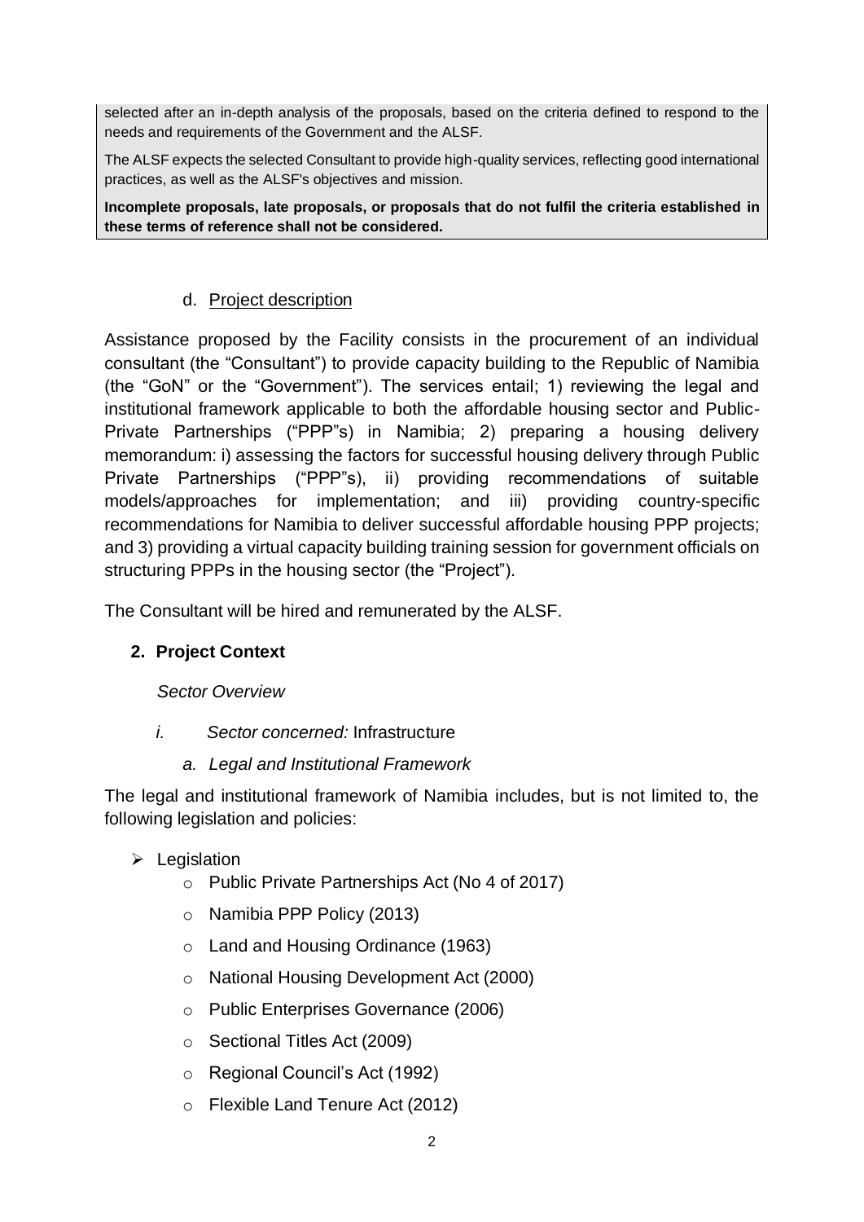selected after an in-depth analysis of the proposals, based on the criteria defined to respond to the needs and requirements of the Government and the ALSF.

The ALSF expects the selected Consultant to provide high-quality services, reflecting good international practices, as well as the ALSF's objectives and mission.

**Incomplete proposals, late proposals, or proposals that do not fulfil the criteria established in these terms of reference shall not be considered.**

d. Project description

Assistance proposed by the Facility consists in the procurement of an individual consultant (the "Consultant") to provide capacity building to the Republic of Namibia (the "GoN" or the "Government"). The services entail; 1) reviewing the legal and institutional framework applicable to both the affordable housing sector and Public-Private Partnerships ("PPP"s) in Namibia; 2) preparing a housing delivery memorandum: i) assessing the factors for successful housing delivery through Public Private Partnerships ("PPP"s), ii) providing recommendations of suitable models/approaches for implementation; and iii) providing country-specific recommendations for Namibia to deliver successful affordable housing PPP projects; and 3) providing a virtual capacity building training session for government officials on structuring PPPs in the housing sector (the "Project").

The Consultant will be hired and remunerated by the ALSF.

## 2. Project Context

*Sector Overview*

*i. Sector concerned:* Infrastructure

*a. Legal and Institutional Framework*

The legal and institutional framework of Namibia includes, but is not limited to, the following legislation and policies:

- Legislation
  - Public Private Partnerships Act (No 4 of 2017)
  - Namibia PPP Policy (2013)
  - Land and Housing Ordinance (1963)
  - National Housing Development Act (2000)
  - Public Enterprises Governance (2006)
  - Sectional Titles Act (2009)
  - Regional Council's Act (1992)
  - Flexible Land Tenure Act (2012)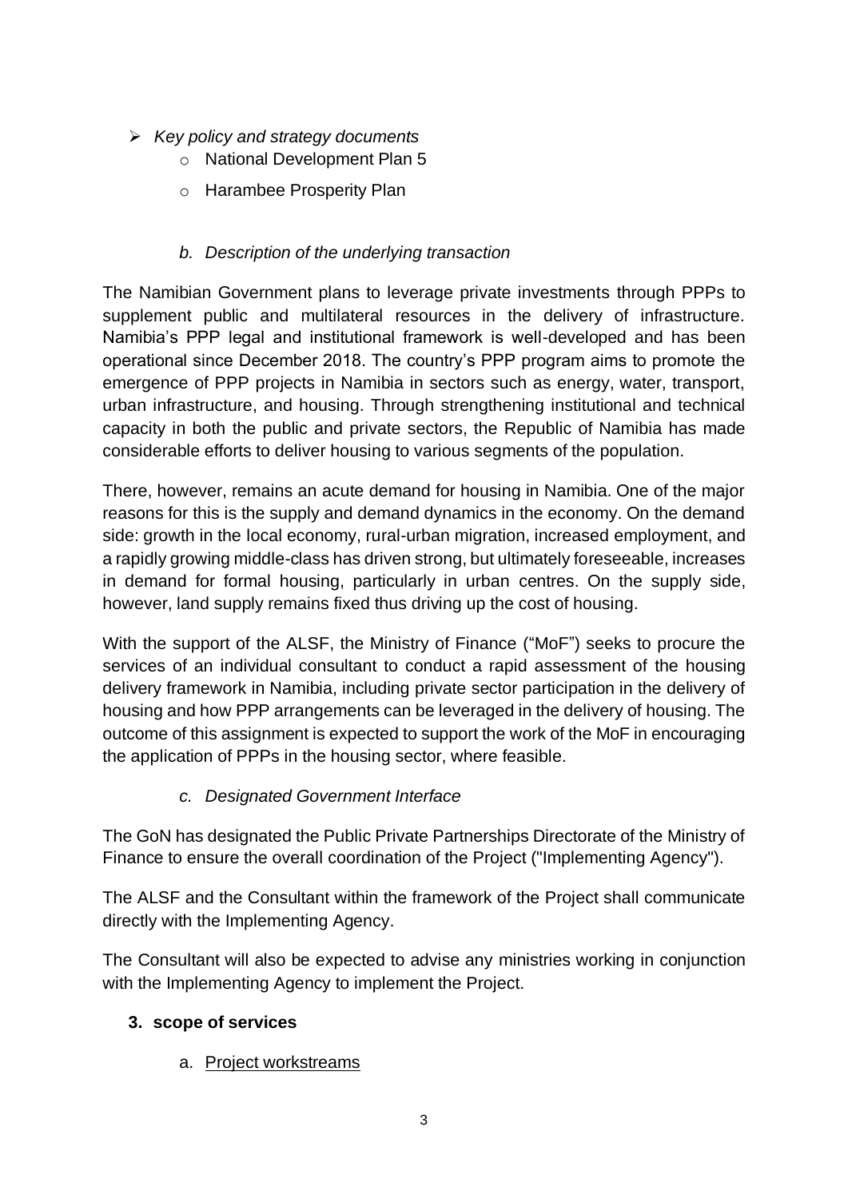- *Key policy and strategy documents*
  - National Development Plan 5
  - Harambee Prosperity Plan

### *b. Description of the underlying transaction*

The Namibian Government plans to leverage private investments through PPPs to supplement public and multilateral resources in the delivery of infrastructure. Namibia's PPP legal and institutional framework is well-developed and has been operational since December 2018. The country's PPP program aims to promote the emergence of PPP projects in Namibia in sectors such as energy, water, transport, urban infrastructure, and housing. Through strengthening institutional and technical capacity in both the public and private sectors, the Republic of Namibia has made considerable efforts to deliver housing to various segments of the population.

There, however, remains an acute demand for housing in Namibia. One of the major reasons for this is the supply and demand dynamics in the economy. On the demand side: growth in the local economy, rural-urban migration, increased employment, and a rapidly growing middle-class has driven strong, but ultimately foreseeable, increases in demand for formal housing, particularly in urban centres. On the supply side, however, land supply remains fixed thus driving up the cost of housing.

With the support of the ALSF, the Ministry of Finance ("MoF") seeks to procure the services of an individual consultant to conduct a rapid assessment of the housing delivery framework in Namibia, including private sector participation in the delivery of housing and how PPP arrangements can be leveraged in the delivery of housing. The outcome of this assignment is expected to support the work of the MoF in encouraging the application of PPPs in the housing sector, where feasible.

### *c. Designated Government Interface*

The GoN has designated the Public Private Partnerships Directorate of the Ministry of Finance to ensure the overall coordination of the Project ("Implementing Agency").

The ALSF and the Consultant within the framework of the Project shall communicate directly with the Implementing Agency.

The Consultant will also be expected to advise any ministries working in conjunction with the Implementing Agency to implement the Project.

## 3. scope of services

### a. Project workstreams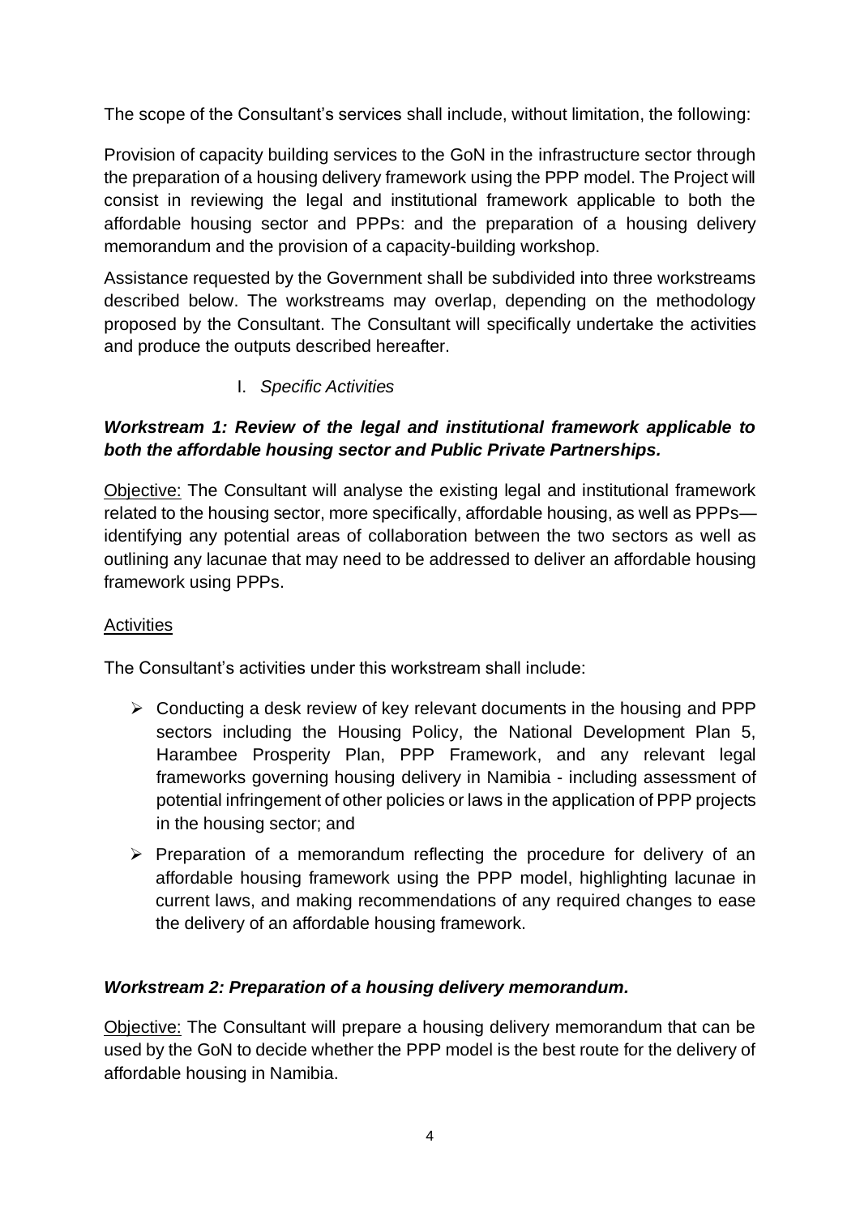The scope of the Consultant's services shall include, without limitation, the following:

Provision of capacity building services to the GoN in the infrastructure sector through the preparation of a housing delivery framework using the PPP model. The Project will consist in reviewing the legal and institutional framework applicable to both the affordable housing sector and PPPs: and the preparation of a housing delivery memorandum and the provision of a capacity-building workshop.

Assistance requested by the Government shall be subdivided into three workstreams described below. The workstreams may overlap, depending on the methodology proposed by the Consultant. The Consultant will specifically undertake the activities and produce the outputs described hereafter.

## I. *Specific Activities*

### ***Workstream 1: Review of the legal and institutional framework applicable to both the affordable housing sector and Public Private Partnerships.***

Objective: The Consultant will analyse the existing legal and institutional framework related to the housing sector, more specifically, affordable housing, as well as PPPs—identifying any potential areas of collaboration between the two sectors as well as outlining any lacunae that may need to be addressed to deliver an affordable housing framework using PPPs.

Activities

The Consultant's activities under this workstream shall include:

- Conducting a desk review of key relevant documents in the housing and PPP sectors including the Housing Policy, the National Development Plan 5, Harambee Prosperity Plan, PPP Framework, and any relevant legal frameworks governing housing delivery in Namibia - including assessment of potential infringement of other policies or laws in the application of PPP projects in the housing sector; and
- Preparation of a memorandum reflecting the procedure for delivery of an affordable housing framework using the PPP model, highlighting lacunae in current laws, and making recommendations of any required changes to ease the delivery of an affordable housing framework.

### ***Workstream 2: Preparation of a housing delivery memorandum.***

Objective: The Consultant will prepare a housing delivery memorandum that can be used by the GoN to decide whether the PPP model is the best route for the delivery of affordable housing in Namibia.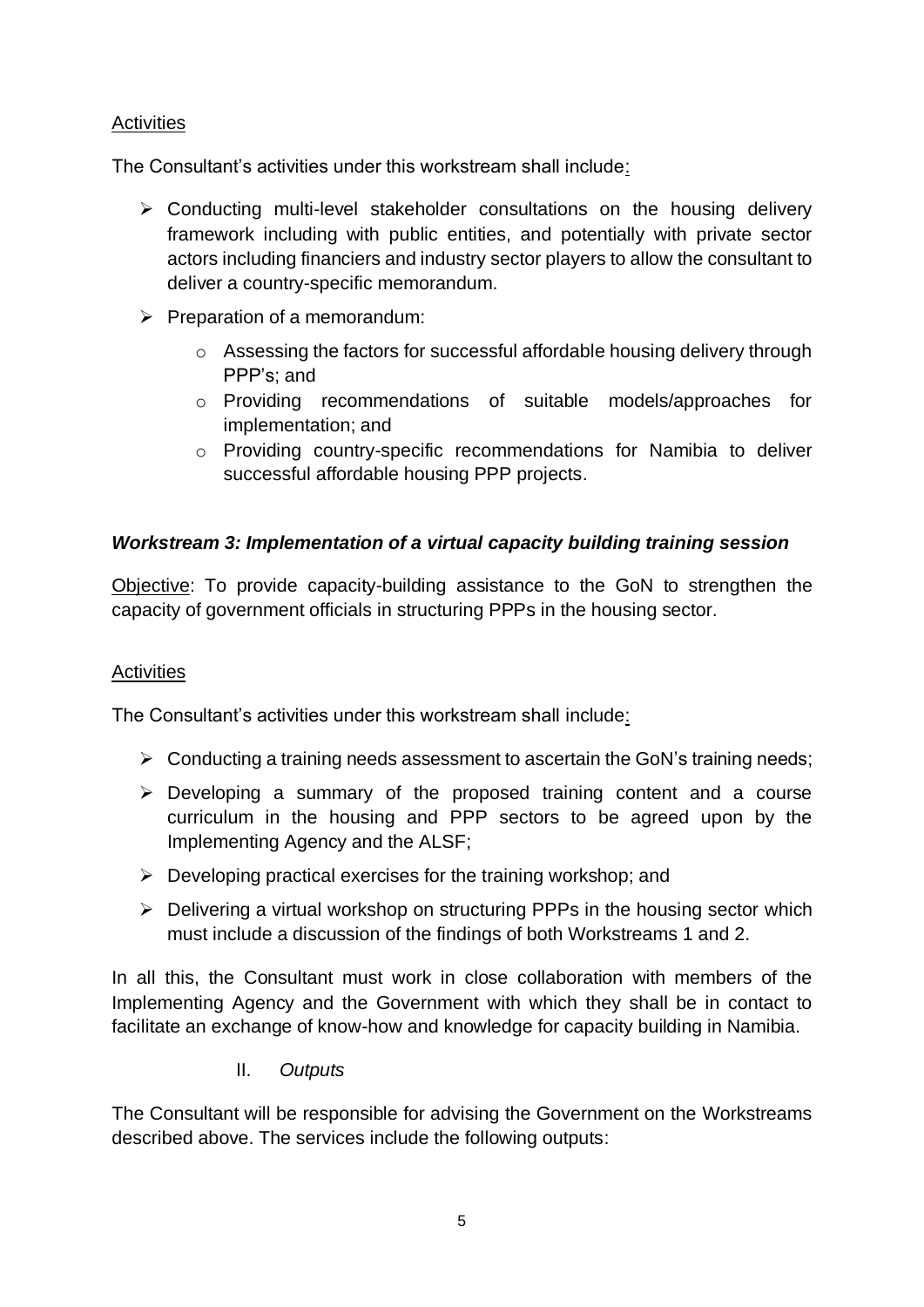Activities

The Consultant's activities under this workstream shall include:

- Conducting multi-level stakeholder consultations on the housing delivery framework including with public entities, and potentially with private sector actors including financiers and industry sector players to allow the consultant to deliver a country-specific memorandum.
- Preparation of a memorandum:
  - Assessing the factors for successful affordable housing delivery through PPP's; and
  - Providing recommendations of suitable models/approaches for implementation; and
  - Providing country-specific recommendations for Namibia to deliver successful affordable housing PPP projects.

### *Workstream 3: Implementation of a virtual capacity building training session*

Objective: To provide capacity-building assistance to the GoN to strengthen the capacity of government officials in structuring PPPs in the housing sector.

Activities

The Consultant's activities under this workstream shall include:

- Conducting a training needs assessment to ascertain the GoN's training needs;
- Developing a summary of the proposed training content and a course curriculum in the housing and PPP sectors to be agreed upon by the Implementing Agency and the ALSF;
- Developing practical exercises for the training workshop; and
- Delivering a virtual workshop on structuring PPPs in the housing sector which must include a discussion of the findings of both Workstreams 1 and 2.

In all this, the Consultant must work in close collaboration with members of the Implementing Agency and the Government with which they shall be in contact to facilitate an exchange of know-how and knowledge for capacity building in Namibia.

II. *Outputs*

The Consultant will be responsible for advising the Government on the Workstreams described above. The services include the following outputs: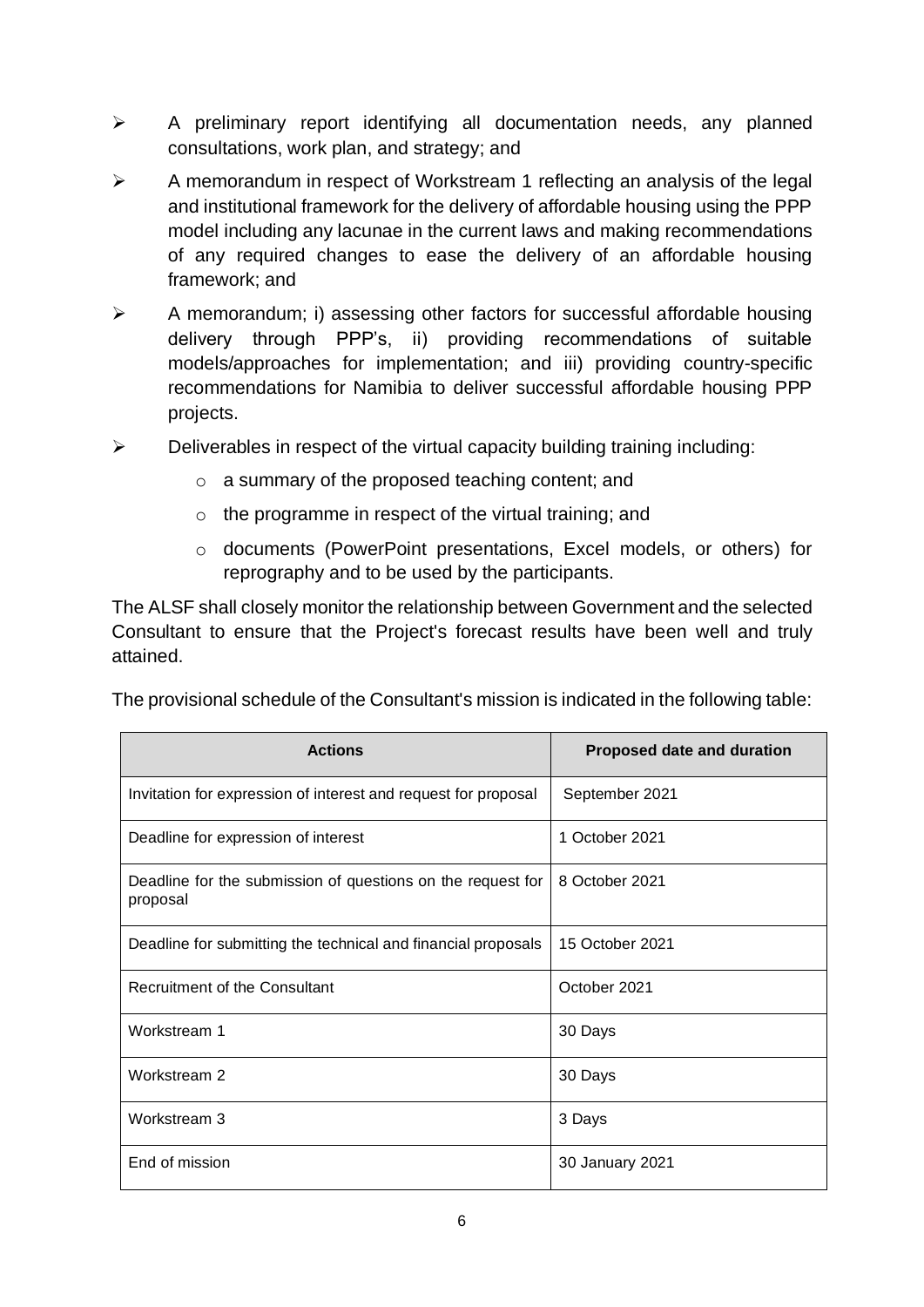- A preliminary report identifying all documentation needs, any planned consultations, work plan, and strategy; and
- A memorandum in respect of Workstream 1 reflecting an analysis of the legal and institutional framework for the delivery of affordable housing using the PPP model including any lacunae in the current laws and making recommendations of any required changes to ease the delivery of an affordable housing framework; and
- A memorandum; i) assessing other factors for successful affordable housing delivery through PPP's, ii) providing recommendations of suitable models/approaches for implementation; and iii) providing country-specific recommendations for Namibia to deliver successful affordable housing PPP projects.
- Deliverables in respect of the virtual capacity building training including:
  - a summary of the proposed teaching content; and
  - the programme in respect of the virtual training; and
  - documents (PowerPoint presentations, Excel models, or others) for reprography and to be used by the participants.

The ALSF shall closely monitor the relationship between Government and the selected Consultant to ensure that the Project's forecast results have been well and truly attained.

The provisional schedule of the Consultant's mission is indicated in the following table:

| Actions | Proposed date and duration |
|---|---|
| Invitation for expression of interest and request for proposal | September 2021 |
| Deadline for expression of interest | 1 October 2021 |
| Deadline for the submission of questions on the request for proposal | 8 October 2021 |
| Deadline for submitting the technical and financial proposals | 15 October 2021 |
| Recruitment of the Consultant | October 2021 |
| Workstream 1 | 30 Days |
| Workstream 2 | 30 Days |
| Workstream 3 | 3 Days |
| End of mission | 30 January 2021 |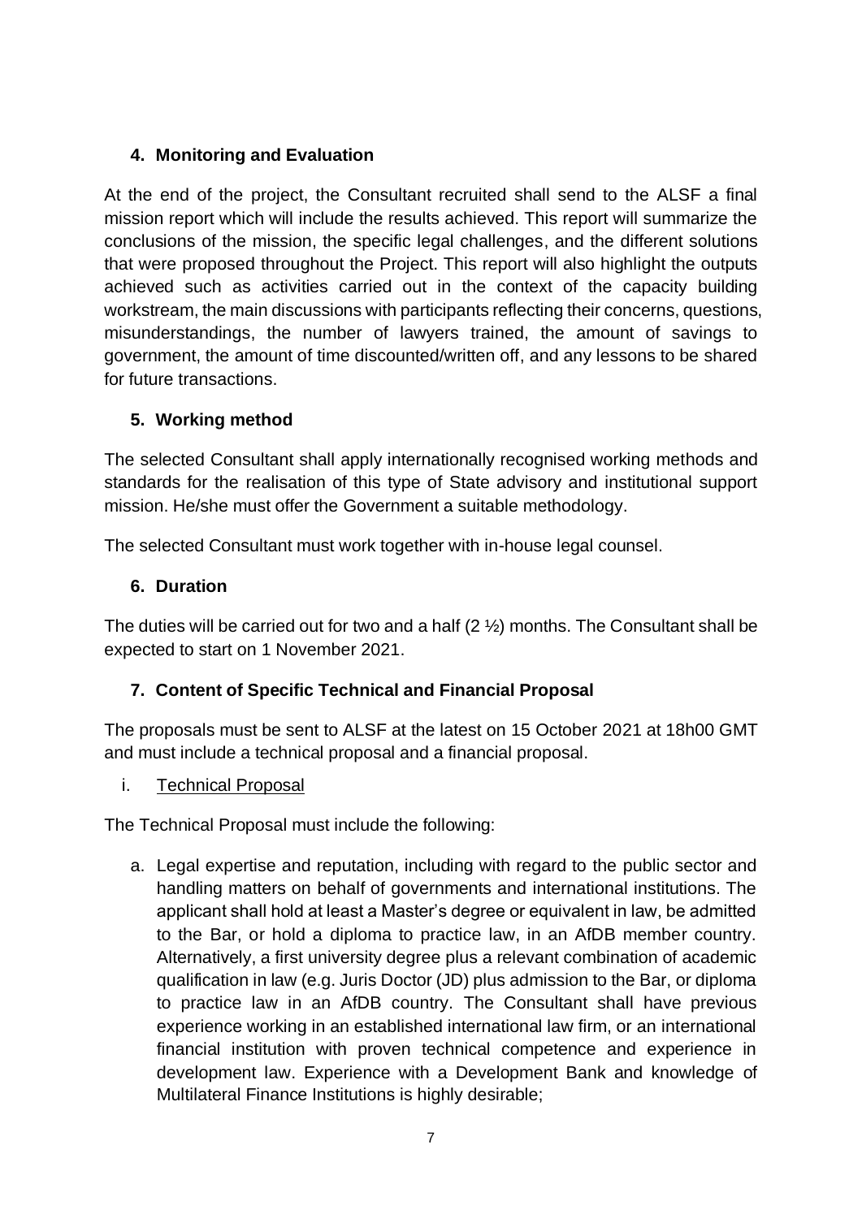## 4. Monitoring and Evaluation

At the end of the project, the Consultant recruited shall send to the ALSF a final mission report which will include the results achieved. This report will summarize the conclusions of the mission, the specific legal challenges, and the different solutions that were proposed throughout the Project. This report will also highlight the outputs achieved such as activities carried out in the context of the capacity building workstream, the main discussions with participants reflecting their concerns, questions, misunderstandings, the number of lawyers trained, the amount of savings to government, the amount of time discounted/written off, and any lessons to be shared for future transactions.

## 5. Working method

The selected Consultant shall apply internationally recognised working methods and standards for the realisation of this type of State advisory and institutional support mission. He/she must offer the Government a suitable methodology.

The selected Consultant must work together with in-house legal counsel.

## 6. Duration

The duties will be carried out for two and a half (2 ½) months. The Consultant shall be expected to start on 1 November 2021.

## 7. Content of Specific Technical and Financial Proposal

The proposals must be sent to ALSF at the latest on 15 October 2021 at 18h00 GMT and must include a technical proposal and a financial proposal.

i. Technical Proposal

The Technical Proposal must include the following:

a. Legal expertise and reputation, including with regard to the public sector and handling matters on behalf of governments and international institutions. The applicant shall hold at least a Master's degree or equivalent in law, be admitted to the Bar, or hold a diploma to practice law, in an AfDB member country. Alternatively, a first university degree plus a relevant combination of academic qualification in law (e.g. Juris Doctor (JD) plus admission to the Bar, or diploma to practice law in an AfDB country. The Consultant shall have previous experience working in an established international law firm, or an international financial institution with proven technical competence and experience in development law. Experience with a Development Bank and knowledge of Multilateral Finance Institutions is highly desirable;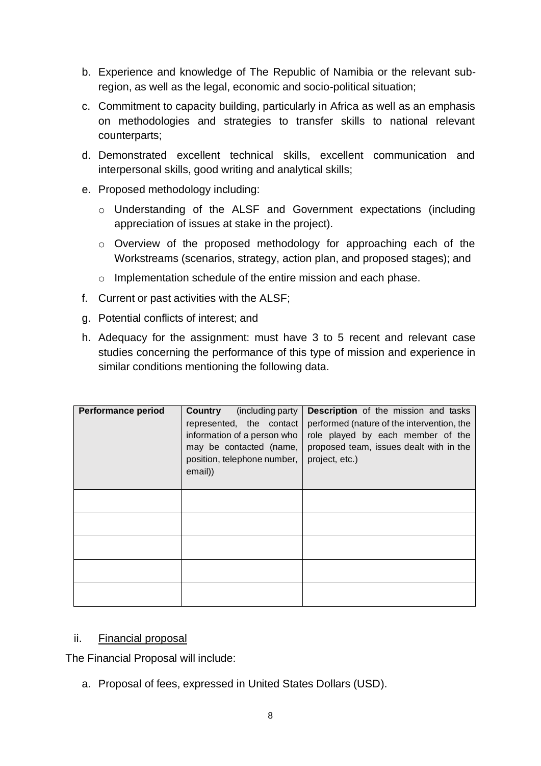b. Experience and knowledge of The Republic of Namibia or the relevant sub-region, as well as the legal, economic and socio-political situation;

c. Commitment to capacity building, particularly in Africa as well as an emphasis on methodologies and strategies to transfer skills to national relevant counterparts;

d. Demonstrated excellent technical skills, excellent communication and interpersonal skills, good writing and analytical skills;

e. Proposed methodology including:

   - Understanding of the ALSF and Government expectations (including appreciation of issues at stake in the project).
   - Overview of the proposed methodology for approaching each of the Workstreams (scenarios, strategy, action plan, and proposed stages); and
   - Implementation schedule of the entire mission and each phase.

f. Current or past activities with the ALSF;

g. Potential conflicts of interest; and

h. Adequacy for the assignment: must have 3 to 5 recent and relevant case studies concerning the performance of this type of mission and experience in similar conditions mentioning the following data.

| **Performance period** | **Country** (including party represented, the contact information of a person who may be contacted (name, position, telephone number, email)) | **Description** of the mission and tasks performed (nature of the intervention, the role played by each member of the proposed team, issues dealt with in the project, etc.) |
| --- | --- | --- |
| | | |
| | | |
| | | |
| | | |
| | | |

ii. <u>Financial proposal</u>

The Financial Proposal will include:

a. Proposal of fees, expressed in United States Dollars (USD).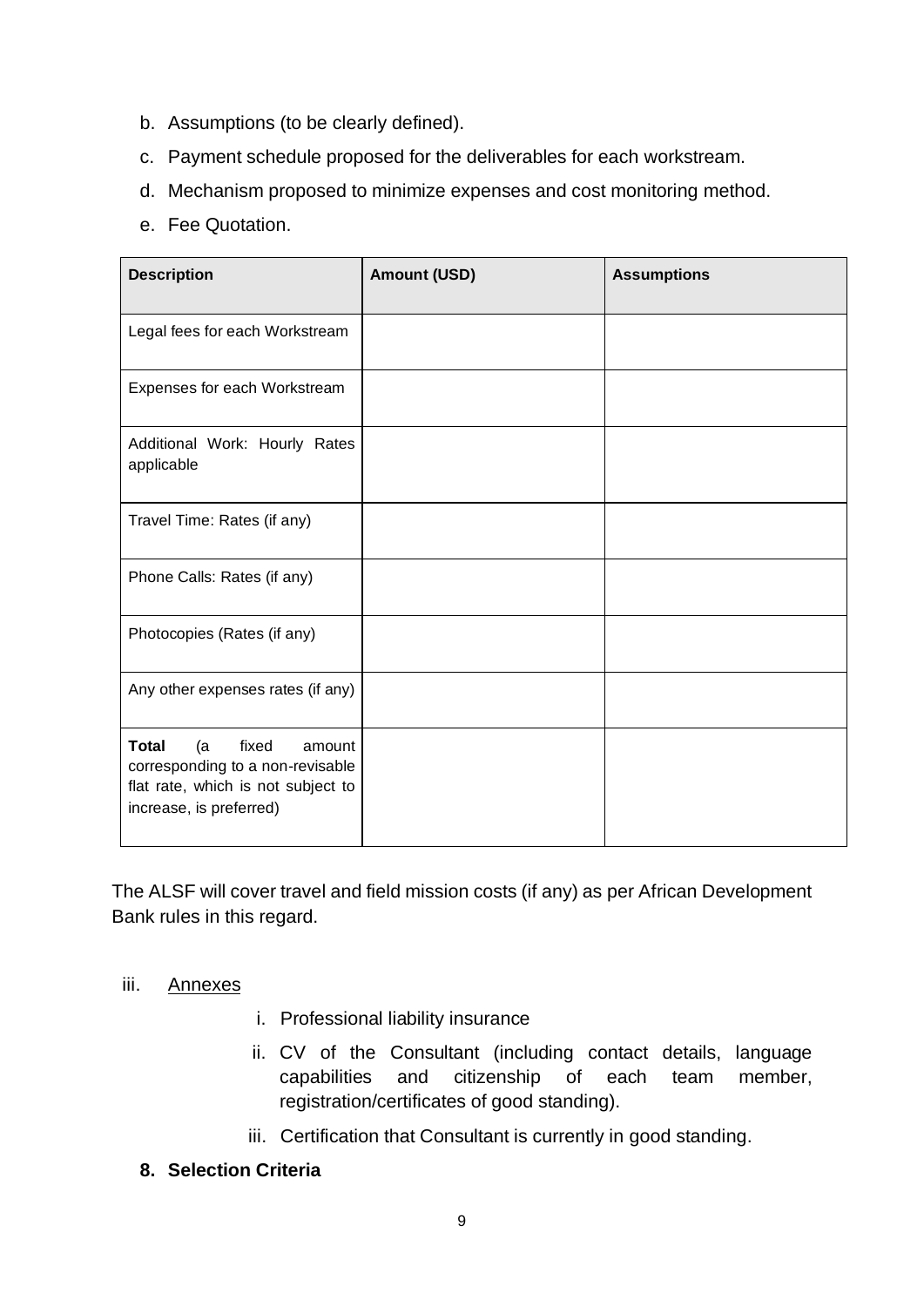b. Assumptions (to be clearly defined).

c. Payment schedule proposed for the deliverables for each workstream.

d. Mechanism proposed to minimize expenses and cost monitoring method.

e. Fee Quotation.

| **Description** | **Amount (USD)** | **Assumptions** |
|---|---|---|
| Legal fees for each Workstream | | |
| Expenses for each Workstream | | |
| Additional Work: Hourly Rates applicable | | |
| Travel Time: Rates (if any) | | |
| Phone Calls: Rates (if any) | | |
| Photocopies (Rates (if any) | | |
| Any other expenses rates (if any) | | |
| **Total** (a fixed amount corresponding to a non-revisable flat rate, which is not subject to increase, is preferred) | | |

The ALSF will cover travel and field mission costs (if any) as per African Development Bank rules in this regard.

iii. Annexes

i. Professional liability insurance

ii. CV of the Consultant (including contact details, language capabilities and citizenship of each team member, registration/certificates of good standing).

iii. Certification that Consultant is currently in good standing.

**8. Selection Criteria**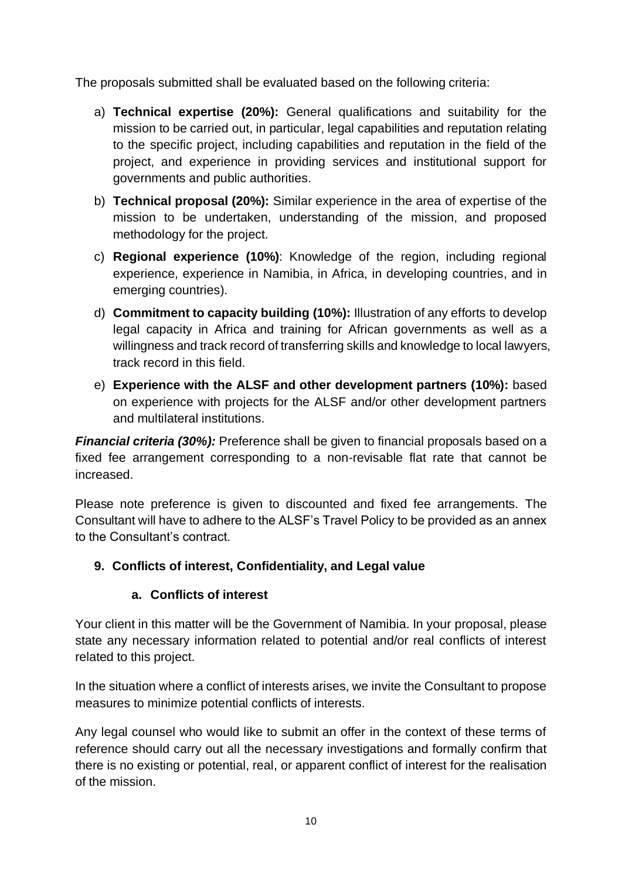The proposals submitted shall be evaluated based on the following criteria:

a) **Technical expertise (20%):** General qualifications and suitability for the mission to be carried out, in particular, legal capabilities and reputation relating to the specific project, including capabilities and reputation in the field of the project, and experience in providing services and institutional support for governments and public authorities.

b) **Technical proposal (20%):** Similar experience in the area of expertise of the mission to be undertaken, understanding of the mission, and proposed methodology for the project.

c) **Regional experience (10%)**: Knowledge of the region, including regional experience, experience in Namibia, in Africa, in developing countries, and in emerging countries).

d) **Commitment to capacity building (10%):** Illustration of any efforts to develop legal capacity in Africa and training for African governments as well as a willingness and track record of transferring skills and knowledge to local lawyers, track record in this field.

e) **Experience with the ALSF and other development partners (10%):** based on experience with projects for the ALSF and/or other development partners and multilateral institutions.

***Financial criteria (30%):*** Preference shall be given to financial proposals based on a fixed fee arrangement corresponding to a non-revisable flat rate that cannot be increased.

Please note preference is given to discounted and fixed fee arrangements. The Consultant will have to adhere to the ALSF's Travel Policy to be provided as an annex to the Consultant's contract.

## 9. Conflicts of interest, Confidentiality, and Legal value

### a. Conflicts of interest

Your client in this matter will be the Government of Namibia. In your proposal, please state any necessary information related to potential and/or real conflicts of interest related to this project.

In the situation where a conflict of interests arises, we invite the Consultant to propose measures to minimize potential conflicts of interests.

Any legal counsel who would like to submit an offer in the context of these terms of reference should carry out all the necessary investigations and formally confirm that there is no existing or potential, real, or apparent conflict of interest for the realisation of the mission.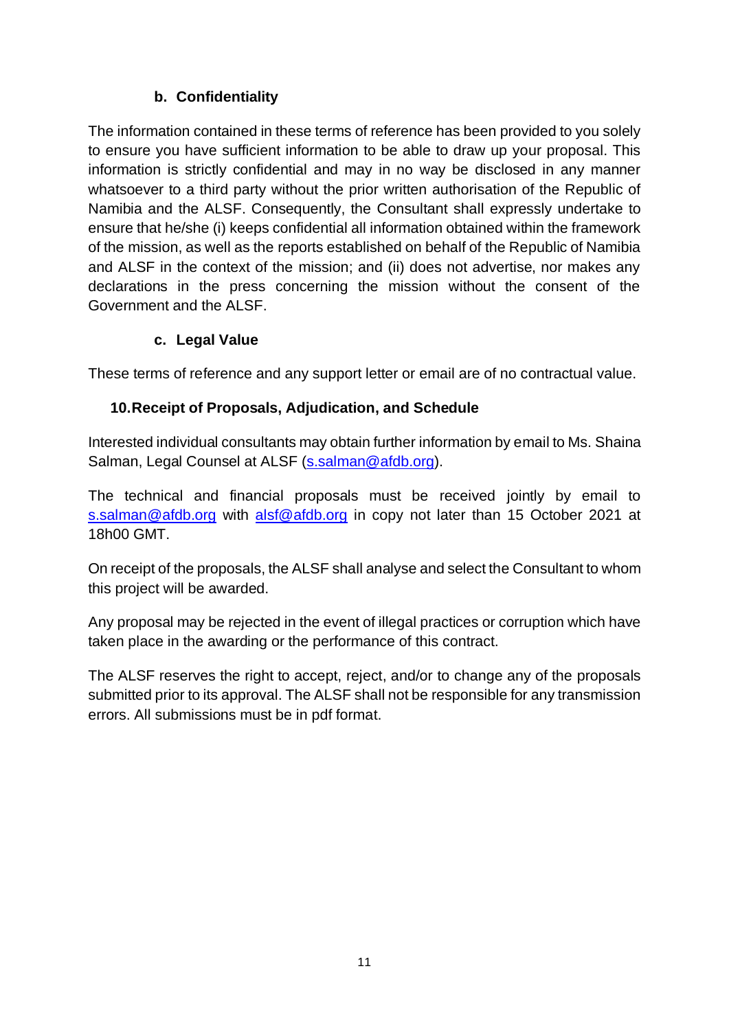### b. Confidentiality

The information contained in these terms of reference has been provided to you solely to ensure you have sufficient information to be able to draw up your proposal. This information is strictly confidential and may in no way be disclosed in any manner whatsoever to a third party without the prior written authorisation of the Republic of Namibia and the ALSF. Consequently, the Consultant shall expressly undertake to ensure that he/she (i) keeps confidential all information obtained within the framework of the mission, as well as the reports established on behalf of the Republic of Namibia and ALSF in the context of the mission; and (ii) does not advertise, nor makes any declarations in the press concerning the mission without the consent of the Government and the ALSF.

### c. Legal Value

These terms of reference and any support letter or email are of no contractual value.

## 10. Receipt of Proposals, Adjudication, and Schedule

Interested individual consultants may obtain further information by email to Ms. Shaina Salman, Legal Counsel at ALSF (s.salman@afdb.org).

The technical and financial proposals must be received jointly by email to s.salman@afdb.org with alsf@afdb.org in copy not later than 15 October 2021 at 18h00 GMT.

On receipt of the proposals, the ALSF shall analyse and select the Consultant to whom this project will be awarded.

Any proposal may be rejected in the event of illegal practices or corruption which have taken place in the awarding or the performance of this contract.

The ALSF reserves the right to accept, reject, and/or to change any of the proposals submitted prior to its approval. The ALSF shall not be responsible for any transmission errors. All submissions must be in pdf format.